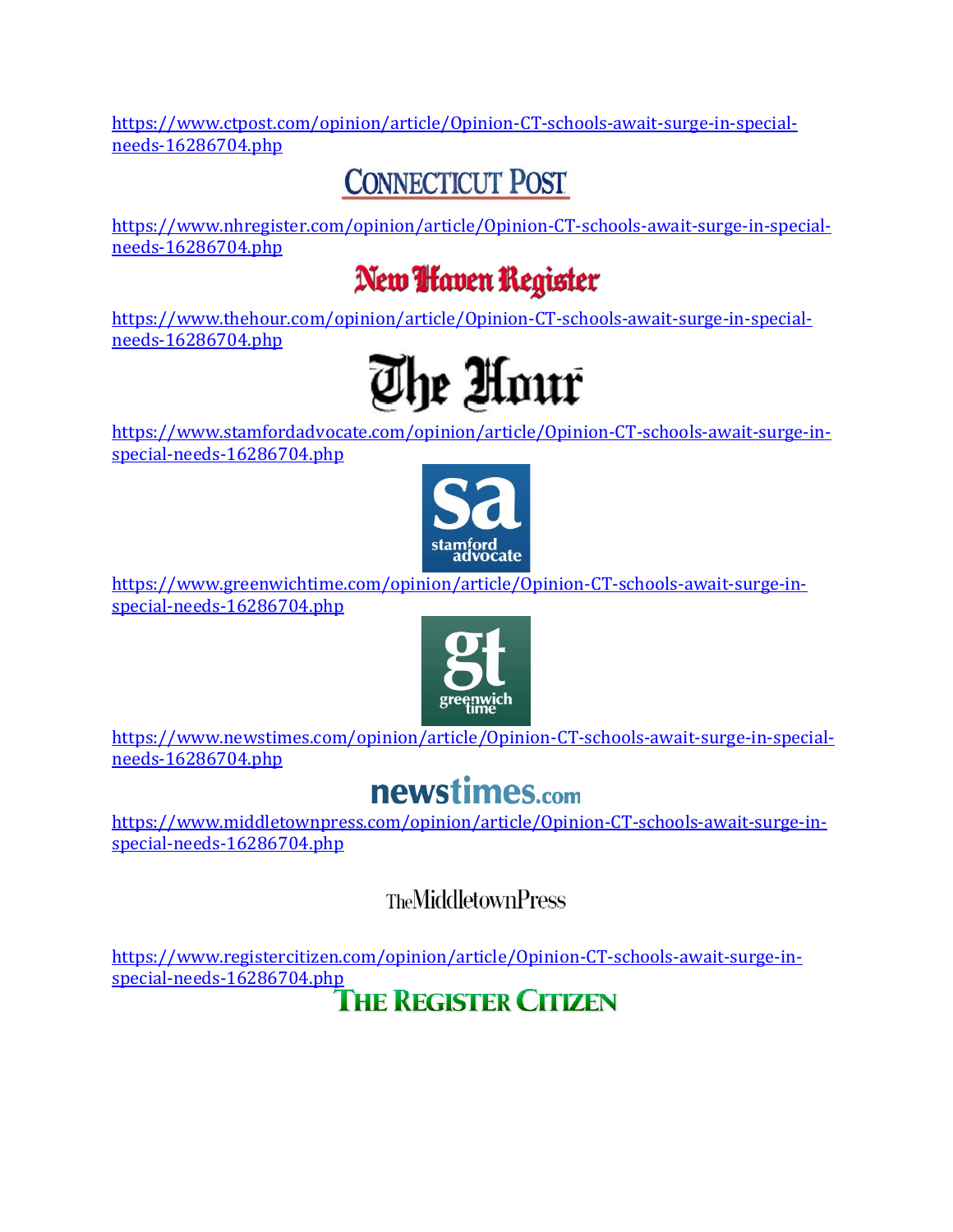https://www.ctpost.com/opinion/article/Opinion-CT-schools-await-surge-in-special-needs-16286704.php

CONNECTICUT POST

https://www.nhregister.com/opinion/article/Opinion-CT-schools-await-surge-in-special-needs-16286704.php

New Haven Register

https://www.thehour.com/opinion/article/Opinion-CT-schools-await-surge-in-special-needs-16286704.php

The Hour

https://www.stamfordadvocate.com/opinion/article/Opinion-CT-schools-await-surge-in-special-needs-16286704.php

sa stamford advocate

https://www.greenwichtime.com/opinion/article/Opinion-CT-schools-await-surge-in-special-needs-16286704.php

gt greenwich time

https://www.newstimes.com/opinion/article/Opinion-CT-schools-await-surge-in-special-needs-16286704.php

newstimes.com

https://www.middletownpress.com/opinion/article/Opinion-CT-schools-await-surge-in-special-needs-16286704.php

The Middletown Press

https://www.registercitizen.com/opinion/article/Opinion-CT-schools-await-surge-in-special-needs-16286704.php

THE REGISTER CITIZEN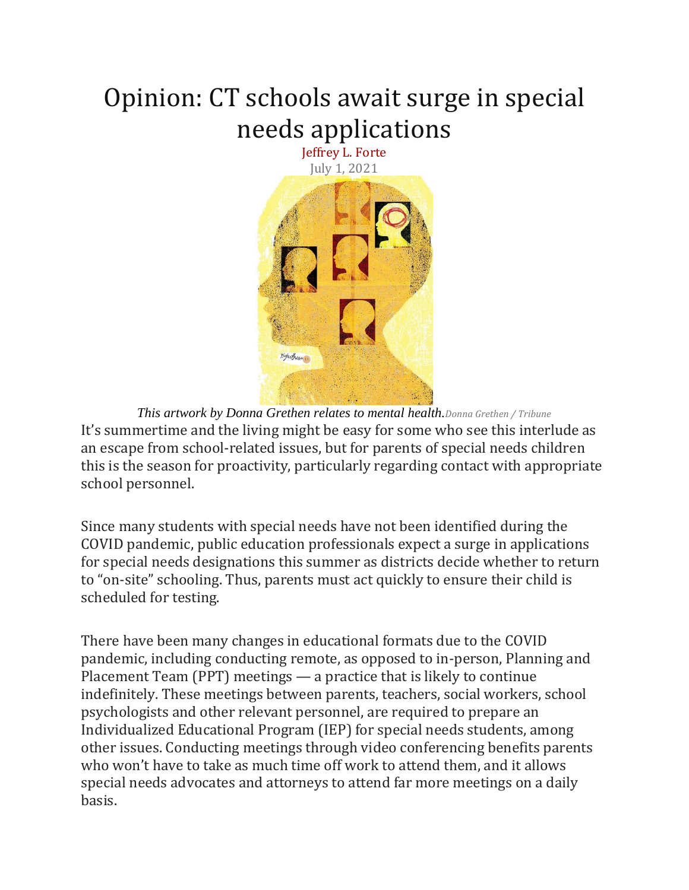# Opinion: CT schools await surge in special needs applications

Jeffrey L. Forte

July 1, 2021

*This artwork by Donna Grethen relates to mental health.* Donna Grethen / Tribune

It's summertime and the living might be easy for some who see this interlude as an escape from school-related issues, but for parents of special needs children this is the season for proactivity, particularly regarding contact with appropriate school personnel.

Since many students with special needs have not been identified during the COVID pandemic, public education professionals expect a surge in applications for special needs designations this summer as districts decide whether to return to "on-site" schooling. Thus, parents must act quickly to ensure their child is scheduled for testing.

There have been many changes in educational formats due to the COVID pandemic, including conducting remote, as opposed to in-person, Planning and Placement Team (PPT) meetings — a practice that is likely to continue indefinitely. These meetings between parents, teachers, social workers, school psychologists and other relevant personnel, are required to prepare an Individualized Educational Program (IEP) for special needs students, among other issues. Conducting meetings through video conferencing benefits parents who won't have to take as much time off work to attend them, and it allows special needs advocates and attorneys to attend far more meetings on a daily basis.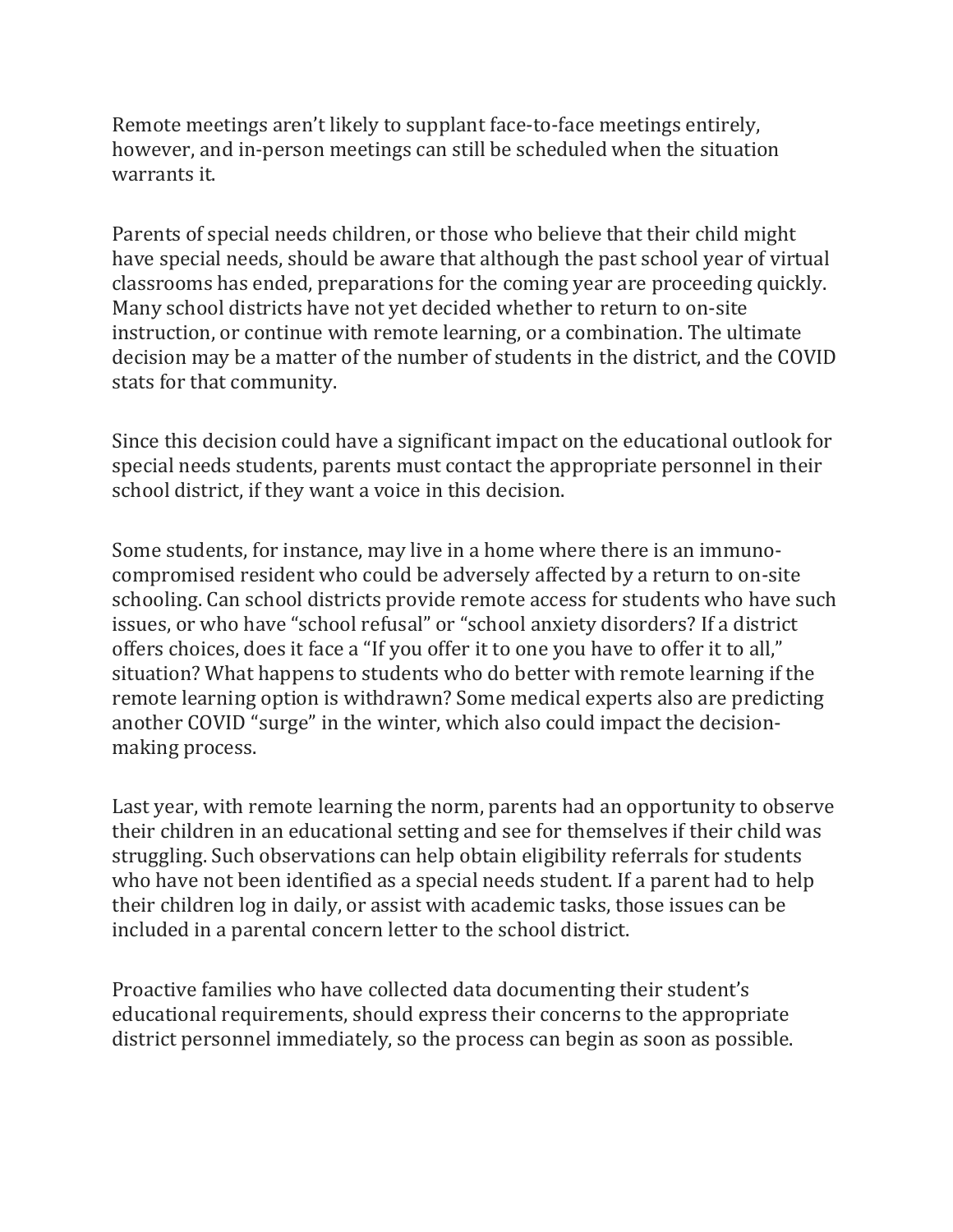Remote meetings aren't likely to supplant face-to-face meetings entirely, however, and in-person meetings can still be scheduled when the situation warrants it.

Parents of special needs children, or those who believe that their child might have special needs, should be aware that although the past school year of virtual classrooms has ended, preparations for the coming year are proceeding quickly. Many school districts have not yet decided whether to return to on-site instruction, or continue with remote learning, or a combination. The ultimate decision may be a matter of the number of students in the district, and the COVID stats for that community.

Since this decision could have a significant impact on the educational outlook for special needs students, parents must contact the appropriate personnel in their school district, if they want a voice in this decision.

Some students, for instance, may live in a home where there is an immuno-compromised resident who could be adversely affected by a return to on-site schooling. Can school districts provide remote access for students who have such issues, or who have "school refusal" or "school anxiety disorders? If a district offers choices, does it face a "If you offer it to one you have to offer it to all," situation? What happens to students who do better with remote learning if the remote learning option is withdrawn? Some medical experts also are predicting another COVID "surge" in the winter, which also could impact the decision-making process.

Last year, with remote learning the norm, parents had an opportunity to observe their children in an educational setting and see for themselves if their child was struggling. Such observations can help obtain eligibility referrals for students who have not been identified as a special needs student. If a parent had to help their children log in daily, or assist with academic tasks, those issues can be included in a parental concern letter to the school district.

Proactive families who have collected data documenting their student's educational requirements, should express their concerns to the appropriate district personnel immediately, so the process can begin as soon as possible.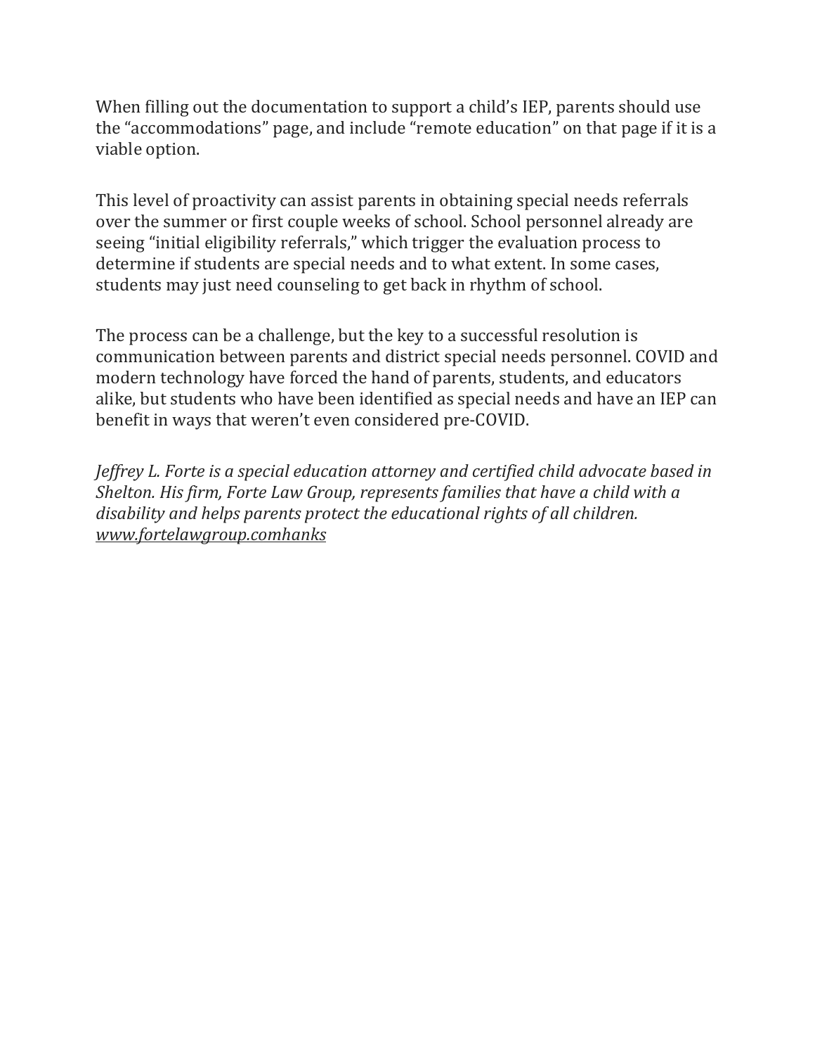When filling out the documentation to support a child's IEP, parents should use the "accommodations" page, and include "remote education" on that page if it is a viable option.

This level of proactivity can assist parents in obtaining special needs referrals over the summer or first couple weeks of school. School personnel already are seeing "initial eligibility referrals," which trigger the evaluation process to determine if students are special needs and to what extent. In some cases, students may just need counseling to get back in rhythm of school.

The process can be a challenge, but the key to a successful resolution is communication between parents and district special needs personnel. COVID and modern technology have forced the hand of parents, students, and educators alike, but students who have been identified as special needs and have an IEP can benefit in ways that weren't even considered pre-COVID.

*Jeffrey L. Forte is a special education attorney and certified child advocate based in Shelton. His firm, Forte Law Group, represents families that have a child with a disability and helps parents protect the educational rights of all children. www.fortelawgroup.comhanks*